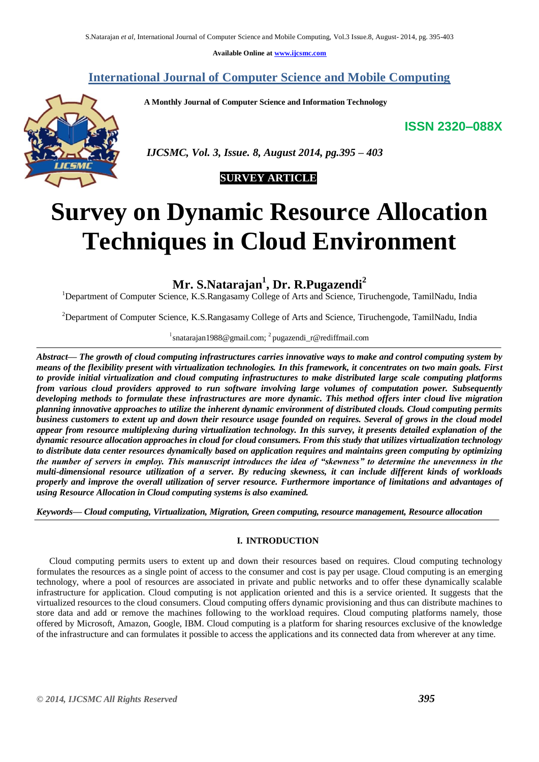Available Online at www.ijcsmc.com

# International Journal of Computer Science and Mobile Computing

**A Monthly Journal of Computer Science and Information Technology**

**ISSN 2320–088X**

*IJCSMC, Vol. 3, Issue. 8, August 2014, pg.395 – 403*

**SURVEY ARTICLE**

# Survey on Dynamic Resource Allocation Techniques in Cloud Environment

## Mr. S.Natarajan[1], Dr. R.Pugazendi[2]

[1]Department of Computer Science, K.S.Rangasamy College of Arts and Science, Tiruchengode, TamilNadu, India

[2]Department of Computer Science, K.S.Rangasamy College of Arts and Science, Tiruchengode, TamilNadu, India

[1]snatarajan1988@gmail.com; [2]pugazendi_r@rediffmail.com

***Abstract***— ***The growth of cloud computing infrastructures carries innovative ways to make and control computing system by means of the flexibility present with virtualization technologies. In this framework, it concentrates on two main goals. First to provide initial virtualization and cloud computing infrastructures to make distributed large scale computing platforms from various cloud providers approved to run software involving large volumes of computation power. Subsequently developing methods to formulate these infrastructures are more dynamic. This method offers inter cloud live migration planning innovative approaches to utilize the inherent dynamic environment of distributed clouds. Cloud computing permits business customers to extent up and down their resource usage founded on requires. Several of grows in the cloud model appear from resource multiplexing during virtualization technology. In this survey, it presents detailed explanation of the dynamic resource allocation approaches in cloud for cloud consumers. From this study that utilizes virtualization technology to distribute data center resources dynamically based on application requires and maintains green computing by optimizing the number of servers in employ. This manuscript introduces the idea of "skewness" to determine the unevenness in the multi-dimensional resource utilization of a server. By reducing skewness, it can include different kinds of workloads properly and improve the overall utilization of server resource. Furthermore importance of limitations and advantages of using Resource Allocation in Cloud computing systems is also examined.***

***Keywords***— ***Cloud computing, Virtualization, Migration, Green computing, resource management, Resource allocation***

## I. INTRODUCTION

Cloud computing permits users to extent up and down their resources based on requires. Cloud computing technology formulates the resources as a single point of access to the consumer and cost is pay per usage. Cloud computing is an emerging technology, where a pool of resources are associated in private and public networks and to offer these dynamically scalable infrastructure for application. Cloud computing is not application oriented and this is a service oriented. It suggests that the virtualized resources to the cloud consumers. Cloud computing offers dynamic provisioning and thus can distribute machines to store data and add or remove the machines following to the workload requires. Cloud computing platforms namely, those offered by Microsoft, Amazon, Google, IBM. Cloud computing is a platform for sharing resources exclusive of the knowledge of the infrastructure and can formulates it possible to access the applications and its connected data from wherever at any time.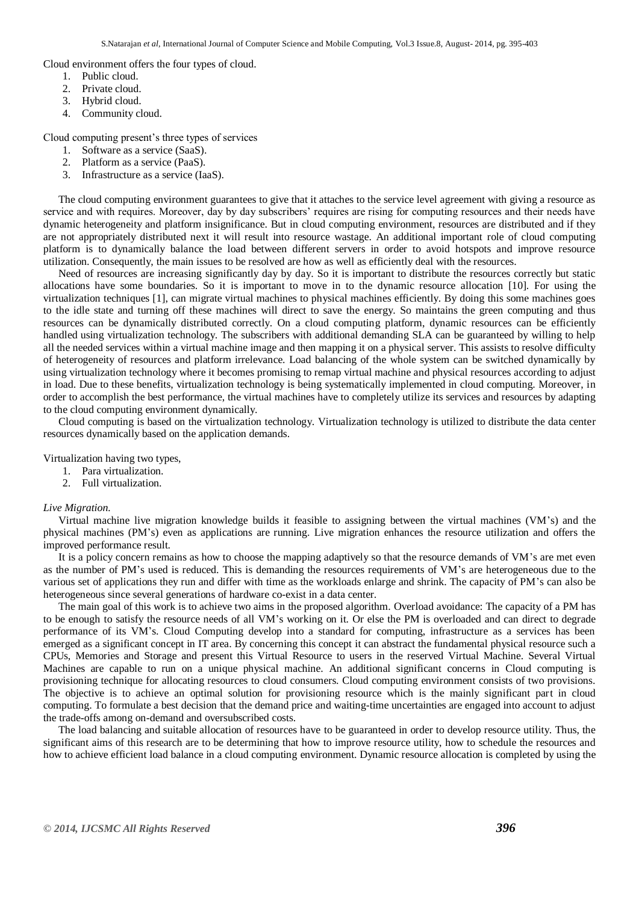Cloud environment offers the four types of cloud.

1. Public cloud.
2. Private cloud.
3. Hybrid cloud.
4. Community cloud.

Cloud computing present's three types of services

1. Software as a service (SaaS).
2. Platform as a service (PaaS).
3. Infrastructure as a service (IaaS).

The cloud computing environment guarantees to give that it attaches to the service level agreement with giving a resource as service and with requires. Moreover, day by day subscribers' requires are rising for computing resources and their needs have dynamic heterogeneity and platform insignificance. But in cloud computing environment, resources are distributed and if they are not appropriately distributed next it will result into resource wastage. An additional important role of cloud computing platform is to dynamically balance the load between different servers in order to avoid hotspots and improve resource utilization. Consequently, the main issues to be resolved are how as well as efficiently deal with the resources.

Need of resources are increasing significantly day by day. So it is important to distribute the resources correctly but static allocations have some boundaries. So it is important to move in to the dynamic resource allocation [10]. For using the virtualization techniques [1], can migrate virtual machines to physical machines efficiently. By doing this some machines goes to the idle state and turning off these machines will direct to save the energy. So maintains the green computing and thus resources can be dynamically distributed correctly. On a cloud computing platform, dynamic resources can be efficiently handled using virtualization technology. The subscribers with additional demanding SLA can be guaranteed by willing to help all the needed services within a virtual machine image and then mapping it on a physical server. This assists to resolve difficulty of heterogeneity of resources and platform irrelevance. Load balancing of the whole system can be switched dynamically by using virtualization technology where it becomes promising to remap virtual machine and physical resources according to adjust in load. Due to these benefits, virtualization technology is being systematically implemented in cloud computing. Moreover, in order to accomplish the best performance, the virtual machines have to completely utilize its services and resources by adapting to the cloud computing environment dynamically.

Cloud computing is based on the virtualization technology. Virtualization technology is utilized to distribute the data center resources dynamically based on the application demands.

Virtualization having two types,

1. Para virtualization.
2. Full virtualization.

*Live Migration.*

Virtual machine live migration knowledge builds it feasible to assigning between the virtual machines (VM's) and the physical machines (PM's) even as applications are running. Live migration enhances the resource utilization and offers the improved performance result.

It is a policy concern remains as how to choose the mapping adaptively so that the resource demands of VM's are met even as the number of PM's used is reduced. This is demanding the resources requirements of VM's are heterogeneous due to the various set of applications they run and differ with time as the workloads enlarge and shrink. The capacity of PM's can also be heterogeneous since several generations of hardware co-exist in a data center.

The main goal of this work is to achieve two aims in the proposed algorithm. Overload avoidance: The capacity of a PM has to be enough to satisfy the resource needs of all VM's working on it. Or else the PM is overloaded and can direct to degrade performance of its VM's. Cloud Computing develop into a standard for computing, infrastructure as a services has been emerged as a significant concept in IT area. By concerning this concept it can abstract the fundamental physical resource such a CPUs, Memories and Storage and present this Virtual Resource to users in the reserved Virtual Machine. Several Virtual Machines are capable to run on a unique physical machine. An additional significant concerns in Cloud computing is provisioning technique for allocating resources to cloud consumers. Cloud computing environment consists of two provisions. The objective is to achieve an optimal solution for provisioning resource which is the mainly significant part in cloud computing. To formulate a best decision that the demand price and waiting-time uncertainties are engaged into account to adjust the trade-offs among on-demand and oversubscribed costs.

The load balancing and suitable allocation of resources have to be guaranteed in order to develop resource utility. Thus, the significant aims of this research are to be determining that how to improve resource utility, how to schedule the resources and how to achieve efficient load balance in a cloud computing environment. Dynamic resource allocation is completed by using the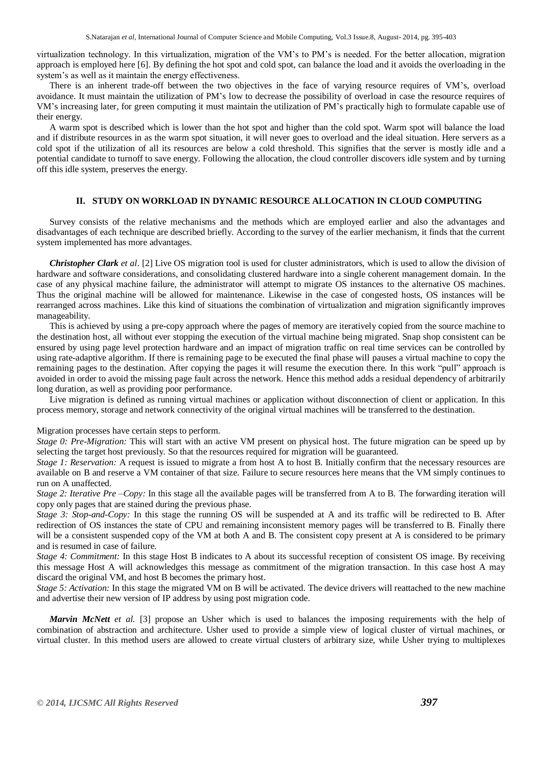virtualization technology. In this virtualization, migration of the VM's to PM's is needed. For the better allocation, migration approach is employed here [6]. By defining the hot spot and cold spot, can balance the load and it avoids the overloading in the system's as well as it maintain the energy effectiveness.

There is an inherent trade-off between the two objectives in the face of varying resource requires of VM's, overload avoidance. It must maintain the utilization of PM's low to decrease the possibility of overload in case the resource requires of VM's increasing later, for green computing it must maintain the utilization of PM's practically high to formulate capable use of their energy.

A warm spot is described which is lower than the hot spot and higher than the cold spot. Warm spot will balance the load and if distribute resources in as the warm spot situation, it will never goes to overload and the ideal situation. Here servers as a cold spot if the utilization of all its resources are below a cold threshold. This signifies that the server is mostly idle and a potential candidate to turnoff to save energy. Following the allocation, the cloud controller discovers idle system and by turning off this idle system, preserves the energy.

## II. STUDY ON WORKLOAD IN DYNAMIC RESOURCE ALLOCATION IN CLOUD COMPUTING

Survey consists of the relative mechanisms and the methods which are employed earlier and also the advantages and disadvantages of each technique are described briefly. According to the survey of the earlier mechanism, it finds that the current system implemented has more advantages.

***Christopher Clark** et al*. [2] Live OS migration tool is used for cluster administrators, which is used to allow the division of hardware and software considerations, and consolidating clustered hardware into a single coherent management domain. In the case of any physical machine failure, the administrator will attempt to migrate OS instances to the alternative OS machines. Thus the original machine will be allowed for maintenance. Likewise in the case of congested hosts, OS instances will be rearranged across machines. Like this kind of situations the combination of virtualization and migration significantly improves manageability.

This is achieved by using a pre-copy approach where the pages of memory are iteratively copied from the source machine to the destination host, all without ever stopping the execution of the virtual machine being migrated. Snap shop consistent can be ensured by using page level protection hardware and an impact of migration traffic on real time services can be controlled by using rate-adaptive algorithm. If there is remaining page to be executed the final phase will pauses a virtual machine to copy the remaining pages to the destination. After copying the pages it will resume the execution there. In this work "pull" approach is avoided in order to avoid the missing page fault across the network. Hence this method adds a residual dependency of arbitrarily long duration, as well as providing poor performance.

Live migration is defined as running virtual machines or application without disconnection of client or application. In this process memory, storage and network connectivity of the original virtual machines will be transferred to the destination.

Migration processes have certain steps to perform.

*Stage 0: Pre-Migration:* This will start with an active VM present on physical host. The future migration can be speed up by selecting the target host previously. So that the resources required for migration will be guaranteed.

*Stage 1: Reservation:* A request is issued to migrate a from host A to host B. Initially confirm that the necessary resources are available on B and reserve a VM container of that size. Failure to secure resources here means that the VM simply continues to run on A unaffected.

*Stage 2: Iterative Pre –Copy:* In this stage all the available pages will be transferred from A to B. The forwarding iteration will copy only pages that are stained during the previous phase.

*Stage 3: Stop-and-Copy:* In this stage the running OS will be suspended at A and its traffic will be redirected to B. After redirection of OS instances the state of CPU and remaining inconsistent memory pages will be transferred to B. Finally there will be a consistent suspended copy of the VM at both A and B. The consistent copy present at A is considered to be primary and is resumed in case of failure.

*Stage 4: Commitment:* In this stage Host B indicates to A about its successful reception of consistent OS image. By receiving this message Host A will acknowledges this message as commitment of the migration transaction. In this case host A may discard the original VM, and host B becomes the primary host.

*Stage 5: Activation:* In this stage the migrated VM on B will be activated. The device drivers will reattached to the new machine and advertise their new version of IP address by using post migration code.

***Marvin McNett** et al.* [3] propose an Usher which is used to balances the imposing requirements with the help of combination of abstraction and architecture. Usher used to provide a simple view of logical cluster of virtual machines, or virtual cluster. In this method users are allowed to create virtual clusters of arbitrary size, while Usher trying to multiplexes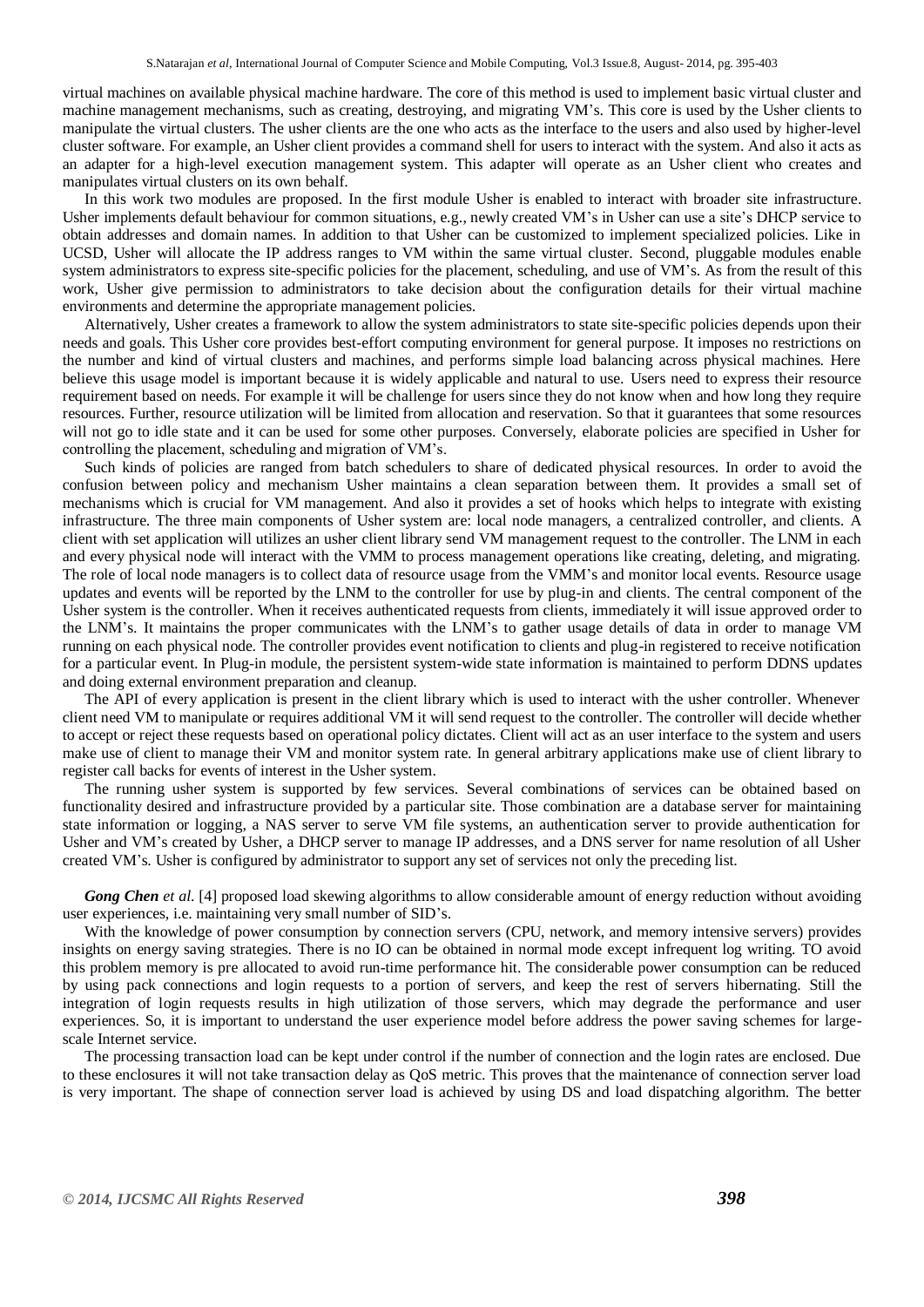virtual machines on available physical machine hardware. The core of this method is used to implement basic virtual cluster and machine management mechanisms, such as creating, destroying, and migrating VM's. This core is used by the Usher clients to manipulate the virtual clusters. The usher clients are the one who acts as the interface to the users and also used by higher-level cluster software. For example, an Usher client provides a command shell for users to interact with the system. And also it acts as an adapter for a high-level execution management system. This adapter will operate as an Usher client who creates and manipulates virtual clusters on its own behalf.

In this work two modules are proposed. In the first module Usher is enabled to interact with broader site infrastructure. Usher implements default behaviour for common situations, e.g., newly created VM's in Usher can use a site's DHCP service to obtain addresses and domain names. In addition to that Usher can be customized to implement specialized policies. Like in UCSD, Usher will allocate the IP address ranges to VM within the same virtual cluster. Second, pluggable modules enable system administrators to express site-specific policies for the placement, scheduling, and use of VM's. As from the result of this work, Usher give permission to administrators to take decision about the configuration details for their virtual machine environments and determine the appropriate management policies.

Alternatively, Usher creates a framework to allow the system administrators to state site-specific policies depends upon their needs and goals. This Usher core provides best-effort computing environment for general purpose. It imposes no restrictions on the number and kind of virtual clusters and machines, and performs simple load balancing across physical machines. Here believe this usage model is important because it is widely applicable and natural to use. Users need to express their resource requirement based on needs. For example it will be challenge for users since they do not know when and how long they require resources. Further, resource utilization will be limited from allocation and reservation. So that it guarantees that some resources will not go to idle state and it can be used for some other purposes. Conversely, elaborate policies are specified in Usher for controlling the placement, scheduling and migration of VM's.

Such kinds of policies are ranged from batch schedulers to share of dedicated physical resources. In order to avoid the confusion between policy and mechanism Usher maintains a clean separation between them. It provides a small set of mechanisms which is crucial for VM management. And also it provides a set of hooks which helps to integrate with existing infrastructure. The three main components of Usher system are: local node managers, a centralized controller, and clients. A client with set application will utilizes an usher client library send VM management request to the controller. The LNM in each and every physical node will interact with the VMM to process management operations like creating, deleting, and migrating. The role of local node managers is to collect data of resource usage from the VMM's and monitor local events. Resource usage updates and events will be reported by the LNM to the controller for use by plug-in and clients. The central component of the Usher system is the controller. When it receives authenticated requests from clients, immediately it will issue approved order to the LNM's. It maintains the proper communicates with the LNM's to gather usage details of data in order to manage VM running on each physical node. The controller provides event notification to clients and plug-in registered to receive notification for a particular event. In Plug-in module, the persistent system-wide state information is maintained to perform DDNS updates and doing external environment preparation and cleanup.

The API of every application is present in the client library which is used to interact with the usher controller. Whenever client need VM to manipulate or requires additional VM it will send request to the controller. The controller will decide whether to accept or reject these requests based on operational policy dictates. Client will act as an user interface to the system and users make use of client to manage their VM and monitor system rate. In general arbitrary applications make use of client library to register call backs for events of interest in the Usher system.

The running usher system is supported by few services. Several combinations of services can be obtained based on functionality desired and infrastructure provided by a particular site. Those combination are a database server for maintaining state information or logging, a NAS server to serve VM file systems, an authentication server to provide authentication for Usher and VM's created by Usher, a DHCP server to manage IP addresses, and a DNS server for name resolution of all Usher created VM's. Usher is configured by administrator to support any set of services not only the preceding list.

***Gong Chen*** *et al.* [4] proposed load skewing algorithms to allow considerable amount of energy reduction without avoiding user experiences, i.e. maintaining very small number of SID's.

With the knowledge of power consumption by connection servers (CPU, network, and memory intensive servers) provides insights on energy saving strategies. There is no IO can be obtained in normal mode except infrequent log writing. TO avoid this problem memory is pre allocated to avoid run-time performance hit. The considerable power consumption can be reduced by using pack connections and login requests to a portion of servers, and keep the rest of servers hibernating. Still the integration of login requests results in high utilization of those servers, which may degrade the performance and user experiences. So, it is important to understand the user experience model before address the power saving schemes for large-scale Internet service.

The processing transaction load can be kept under control if the number of connection and the login rates are enclosed. Due to these enclosures it will not take transaction delay as QoS metric. This proves that the maintenance of connection server load is very important. The shape of connection server load is achieved by using DS and load dispatching algorithm. The better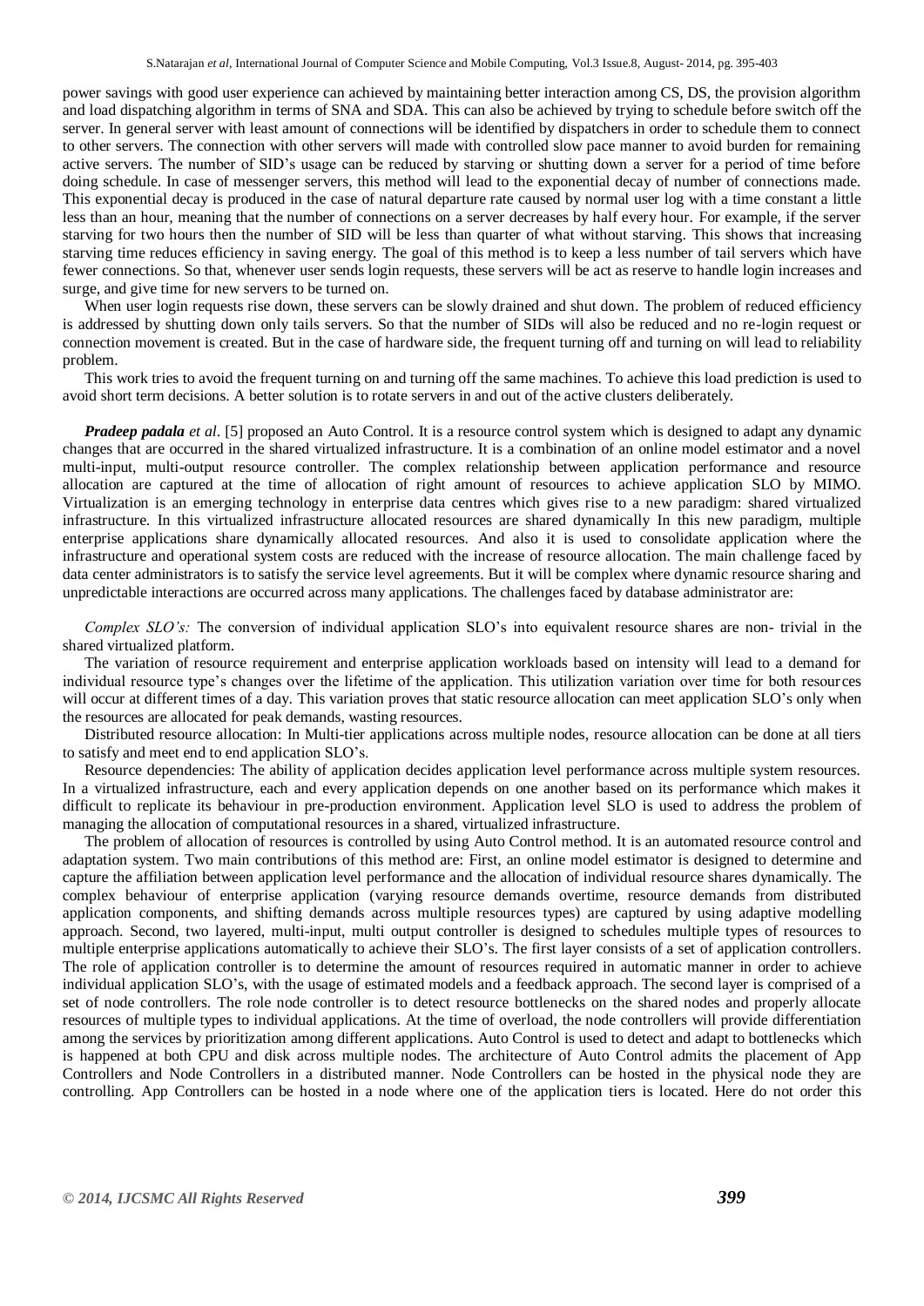power savings with good user experience can achieved by maintaining better interaction among CS, DS, the provision algorithm and load dispatching algorithm in terms of SNA and SDA. This can also be achieved by trying to schedule before switch off the server. In general server with least amount of connections will be identified by dispatchers in order to schedule them to connect to other servers. The connection with other servers will made with controlled slow pace manner to avoid burden for remaining active servers. The number of SID's usage can be reduced by starving or shutting down a server for a period of time before doing schedule. In case of messenger servers, this method will lead to the exponential decay of number of connections made. This exponential decay is produced in the case of natural departure rate caused by normal user log with a time constant a little less than an hour, meaning that the number of connections on a server decreases by half every hour. For example, if the server starving for two hours then the number of SID will be less than quarter of what without starving. This shows that increasing starving time reduces efficiency in saving energy. The goal of this method is to keep a less number of tail servers which have fewer connections. So that, whenever user sends login requests, these servers will be act as reserve to handle login increases and surge, and give time for new servers to be turned on.

When user login requests rise down, these servers can be slowly drained and shut down. The problem of reduced efficiency is addressed by shutting down only tails servers. So that the number of SIDs will also be reduced and no re-login request or connection movement is created. But in the case of hardware side, the frequent turning off and turning on will lead to reliability problem.

This work tries to avoid the frequent turning on and turning off the same machines. To achieve this load prediction is used to avoid short term decisions. A better solution is to rotate servers in and out of the active clusters deliberately.

***Pradeep padala** et al*. [5] proposed an Auto Control. It is a resource control system which is designed to adapt any dynamic changes that are occurred in the shared virtualized infrastructure. It is a combination of an online model estimator and a novel multi-input, multi-output resource controller. The complex relationship between application performance and resource allocation are captured at the time of allocation of right amount of resources to achieve application SLO by MIMO. Virtualization is an emerging technology in enterprise data centres which gives rise to a new paradigm: shared virtualized infrastructure. In this virtualized infrastructure allocated resources are shared dynamically In this new paradigm, multiple enterprise applications share dynamically allocated resources. And also it is used to consolidate application where the infrastructure and operational system costs are reduced with the increase of resource allocation. The main challenge faced by data center administrators is to satisfy the service level agreements. But it will be complex where dynamic resource sharing and unpredictable interactions are occurred across many applications. The challenges faced by database administrator are:

*Complex SLO's:* The conversion of individual application SLO's into equivalent resource shares are non- trivial in the shared virtualized platform.

The variation of resource requirement and enterprise application workloads based on intensity will lead to a demand for individual resource type's changes over the lifetime of the application. This utilization variation over time for both resources will occur at different times of a day. This variation proves that static resource allocation can meet application SLO's only when the resources are allocated for peak demands, wasting resources.

Distributed resource allocation: In Multi-tier applications across multiple nodes, resource allocation can be done at all tiers to satisfy and meet end to end application SLO's.

Resource dependencies: The ability of application decides application level performance across multiple system resources. In a virtualized infrastructure, each and every application depends on one another based on its performance which makes it difficult to replicate its behaviour in pre-production environment. Application level SLO is used to address the problem of managing the allocation of computational resources in a shared, virtualized infrastructure.

The problem of allocation of resources is controlled by using Auto Control method. It is an automated resource control and adaptation system. Two main contributions of this method are: First, an online model estimator is designed to determine and capture the affiliation between application level performance and the allocation of individual resource shares dynamically. The complex behaviour of enterprise application (varying resource demands overtime, resource demands from distributed application components, and shifting demands across multiple resources types) are captured by using adaptive modelling approach. Second, two layered, multi-input, multi output controller is designed to schedules multiple types of resources to multiple enterprise applications automatically to achieve their SLO's. The first layer consists of a set of application controllers. The role of application controller is to determine the amount of resources required in automatic manner in order to achieve individual application SLO's, with the usage of estimated models and a feedback approach. The second layer is comprised of a set of node controllers. The role node controller is to detect resource bottlenecks on the shared nodes and properly allocate resources of multiple types to individual applications. At the time of overload, the node controllers will provide differentiation among the services by prioritization among different applications. Auto Control is used to detect and adapt to bottlenecks which is happened at both CPU and disk across multiple nodes. The architecture of Auto Control admits the placement of App Controllers and Node Controllers in a distributed manner. Node Controllers can be hosted in the physical node they are controlling. App Controllers can be hosted in a node where one of the application tiers is located. Here do not order this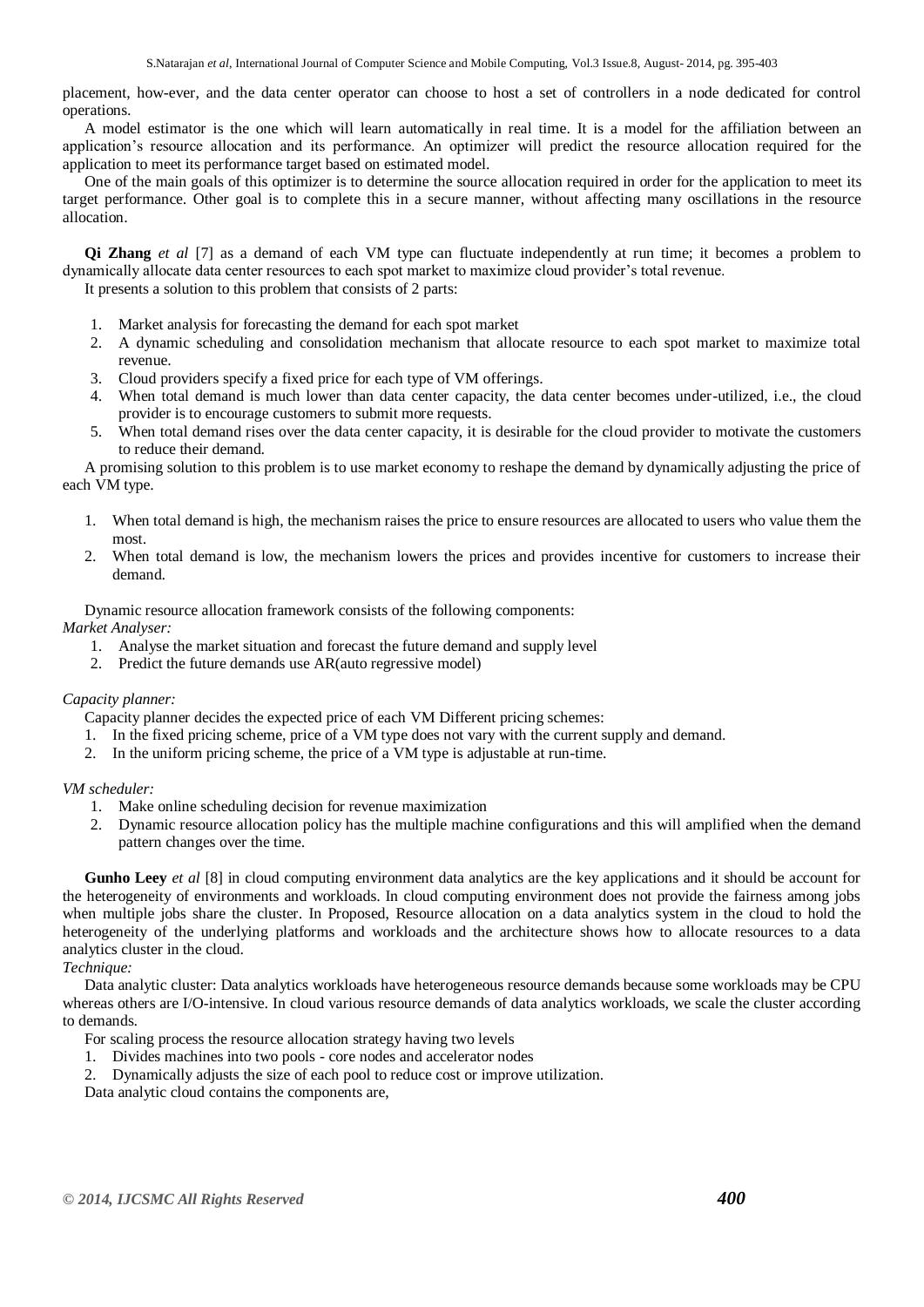placement, how-ever, and the data center operator can choose to host a set of controllers in a node dedicated for control operations.

A model estimator is the one which will learn automatically in real time. It is a model for the affiliation between an application's resource allocation and its performance. An optimizer will predict the resource allocation required for the application to meet its performance target based on estimated model.

One of the main goals of this optimizer is to determine the source allocation required in order for the application to meet its target performance. Other goal is to complete this in a secure manner, without affecting many oscillations in the resource allocation.

**Qi Zhang** *et al* [7] as a demand of each VM type can fluctuate independently at run time; it becomes a problem to dynamically allocate data center resources to each spot market to maximize cloud provider's total revenue.

It presents a solution to this problem that consists of 2 parts:

1. Market analysis for forecasting the demand for each spot market
2. A dynamic scheduling and consolidation mechanism that allocate resource to each spot market to maximize total revenue.
3. Cloud providers specify a fixed price for each type of VM offerings.
4. When total demand is much lower than data center capacity, the data center becomes under-utilized, i.e., the cloud provider is to encourage customers to submit more requests.
5. When total demand rises over the data center capacity, it is desirable for the cloud provider to motivate the customers to reduce their demand.

A promising solution to this problem is to use market economy to reshape the demand by dynamically adjusting the price of each VM type.

1. When total demand is high, the mechanism raises the price to ensure resources are allocated to users who value them the most.
2. When total demand is low, the mechanism lowers the prices and provides incentive for customers to increase their demand.

Dynamic resource allocation framework consists of the following components:

*Market Analyser:*

1. Analyse the market situation and forecast the future demand and supply level
2. Predict the future demands use AR(auto regressive model)

*Capacity planner:*

Capacity planner decides the expected price of each VM Different pricing schemes:

1. In the fixed pricing scheme, price of a VM type does not vary with the current supply and demand.
2. In the uniform pricing scheme, the price of a VM type is adjustable at run-time.

*VM scheduler:*

1. Make online scheduling decision for revenue maximization
2. Dynamic resource allocation policy has the multiple machine configurations and this will amplified when the demand pattern changes over the time.

**Gunho Leey** *et al* [8] in cloud computing environment data analytics are the key applications and it should be account for the heterogeneity of environments and workloads. In cloud computing environment does not provide the fairness among jobs when multiple jobs share the cluster. In Proposed, Resource allocation on a data analytics system in the cloud to hold the heterogeneity of the underlying platforms and workloads and the architecture shows how to allocate resources to a data analytics cluster in the cloud.

*Technique:*

Data analytic cluster: Data analytics workloads have heterogeneous resource demands because some workloads may be CPU whereas others are I/O-intensive. In cloud various resource demands of data analytics workloads, we scale the cluster according to demands.

For scaling process the resource allocation strategy having two levels

1. Divides machines into two pools - core nodes and accelerator nodes
2. Dynamically adjusts the size of each pool to reduce cost or improve utilization.

Data analytic cloud contains the components are,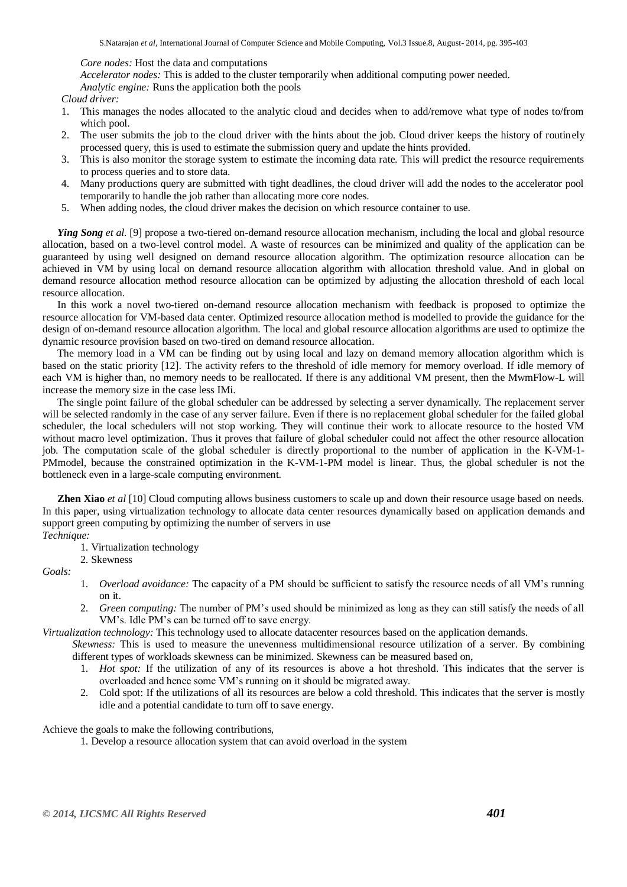*Core nodes:* Host the data and computations

*Accelerator nodes:* This is added to the cluster temporarily when additional computing power needed.

*Analytic engine:* Runs the application both the pools

*Cloud driver:*

1. This manages the nodes allocated to the analytic cloud and decides when to add/remove what type of nodes to/from which pool.
2. The user submits the job to the cloud driver with the hints about the job. Cloud driver keeps the history of routinely processed query, this is used to estimate the submission query and update the hints provided.
3. This is also monitor the storage system to estimate the incoming data rate. This will predict the resource requirements to process queries and to store data.
4. Many productions query are submitted with tight deadlines, the cloud driver will add the nodes to the accelerator pool temporarily to handle the job rather than allocating more core nodes.
5. When adding nodes, the cloud driver makes the decision on which resource container to use.

***Ying Song** et al.* [9] propose a two-tiered on-demand resource allocation mechanism, including the local and global resource allocation, based on a two-level control model. A waste of resources can be minimized and quality of the application can be guaranteed by using well designed on demand resource allocation algorithm. The optimization resource allocation can be achieved in VM by using local on demand resource allocation algorithm with allocation threshold value. And in global on demand resource allocation method resource allocation can be optimized by adjusting the allocation threshold of each local resource allocation.

In this work a novel two-tiered on-demand resource allocation mechanism with feedback is proposed to optimize the resource allocation for VM-based data center. Optimized resource allocation method is modelled to provide the guidance for the design of on-demand resource allocation algorithm. The local and global resource allocation algorithms are used to optimize the dynamic resource provision based on two-tired on demand resource allocation.

The memory load in a VM can be finding out by using local and lazy on demand memory allocation algorithm which is based on the static priority [12]. The activity refers to the threshold of idle memory for memory overload. If idle memory of each VM is higher than, no memory needs to be reallocated. If there is any additional VM present, then the MwmFlow-L will increase the memory size in the case less IMi.

The single point failure of the global scheduler can be addressed by selecting a server dynamically. The replacement server will be selected randomly in the case of any server failure. Even if there is no replacement global scheduler for the failed global scheduler, the local schedulers will not stop working. They will continue their work to allocate resource to the hosted VM without macro level optimization. Thus it proves that failure of global scheduler could not affect the other resource allocation job. The computation scale of the global scheduler is directly proportional to the number of application in the K-VM-1-PMmodel, because the constrained optimization in the K-VM-1-PM model is linear. Thus, the global scheduler is not the bottleneck even in a large-scale computing environment.

**Zhen Xiao** *et al* [10] Cloud computing allows business customers to scale up and down their resource usage based on needs. In this paper, using virtualization technology to allocate data center resources dynamically based on application demands and support green computing by optimizing the number of servers in use

*Technique:*

1. Virtualization technology
2. Skewness

*Goals:*

1. *Overload avoidance:* The capacity of a PM should be sufficient to satisfy the resource needs of all VM's running on it.
2. *Green computing:* The number of PM's used should be minimized as long as they can still satisfy the needs of all VM's. Idle PM's can be turned off to save energy.

*Virtualization technology:* This technology used to allocate datacenter resources based on the application demands.

*Skewness:* This is used to measure the unevenness multidimensional resource utilization of a server. By combining different types of workloads skewness can be minimized. Skewness can be measured based on,

1. *Hot spot:* If the utilization of any of its resources is above a hot threshold. This indicates that the server is overloaded and hence some VM's running on it should be migrated away.
2. Cold spot: If the utilizations of all its resources are below a cold threshold. This indicates that the server is mostly idle and a potential candidate to turn off to save energy.

Achieve the goals to make the following contributions,

1. Develop a resource allocation system that can avoid overload in the system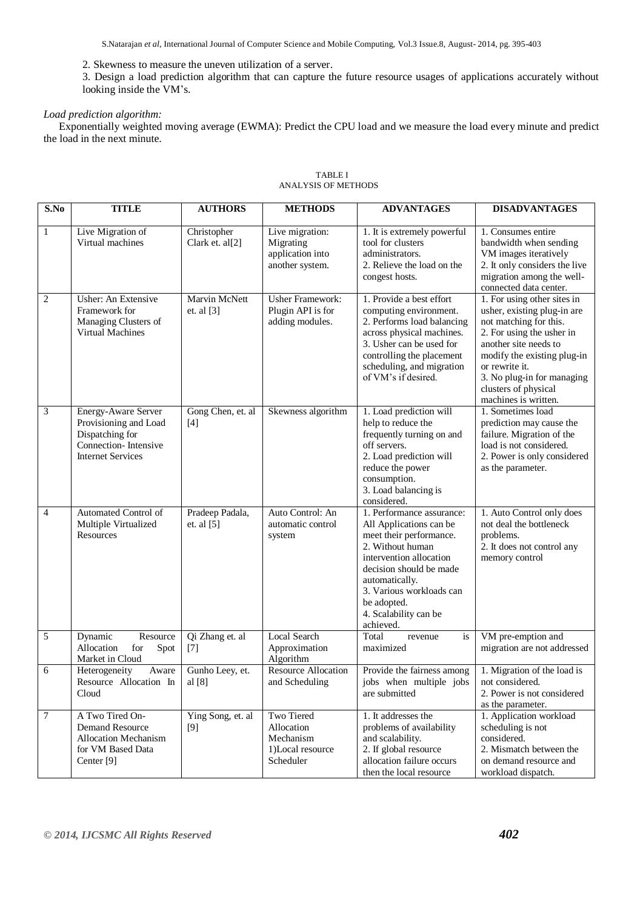2. Skewness to measure the uneven utilization of a server.

3. Design a load prediction algorithm that can capture the future resource usages of applications accurately without looking inside the VM's.

*Load prediction algorithm:*

Exponentially weighted moving average (EWMA): Predict the CPU load and we measure the load every minute and predict the load in the next minute.

TABLE I
ANALYSIS OF METHODS

| S.No | TITLE | AUTHORS | METHODS | ADVANTAGES | DISADVANTAGES |
|---|---|---|---|---|---|
| 1 | Live Migration of Virtual machines | Christopher Clark et. al[2] | Live migration: Migrating application into another system. | 1. It is extremely powerful tool for clusters administrators. 2. Relieve the load on the congest hosts. | 1. Consumes entire bandwidth when sending VM images iteratively 2. It only considers the live migration among the well-connected data center. |
| 2 | Usher: An Extensive Framework for Managing Clusters of Virtual Machines | Marvin McNett et. al [3] | Usher Framework: Plugin API is for adding modules. | 1. Provide a best effort computing environment. 2. Performs load balancing across physical machines. 3. Usher can be used for controlling the placement scheduling, and migration of VM's if desired. | 1. For using other sites in usher, existing plug-in are not matching for this. 2. For using the usher in another site needs to modify the existing plug-in or rewrite it. 3. No plug-in for managing clusters of physical machines is written. |
| 3 | Energy-Aware Server Provisioning and Load Dispatching for Connection- Intensive Internet Services | Gong Chen, et. al [4] | Skewness algorithm | 1. Load prediction will help to reduce the frequently turning on and off servers. 2. Load prediction will reduce the power consumption. 3. Load balancing is considered. | 1. Sometimes load prediction may cause the failure. Migration of the load is not considered. 2. Power is only considered as the parameter. |
| 4 | Automated Control of Multiple Virtualized Resources | Pradeep Padala, et. al [5] | Auto Control: An automatic control system | 1. Performance assurance: All Applications can be meet their performance. 2. Without human intervention allocation decision should be made automatically. 3. Various workloads can be adopted. 4. Scalability can be achieved. | 1. Auto Control only does not deal the bottleneck problems. 2. It does not control any memory control |
| 5 | Dynamic Resource Allocation for Spot Market in Cloud | Qi Zhang et. al [7] | Local Search Approximation Algorithm | Total revenue is maximized | VM pre-emption and migration are not addressed |
| 6 | Heterogeneity Aware Resource Allocation In Cloud | Gunho Leey, et. al [8] | Resource Allocation and Scheduling | Provide the fairness among jobs when multiple jobs are submitted | 1. Migration of the load is not considered. 2. Power is not considered as the parameter. |
| 7 | A Two Tired On-Demand Resource Allocation Mechanism for VM Based Data Center [9] | Ying Song, et. al [9] | Two Tiered Allocation Mechanism 1)Local resource Scheduler | 1. It addresses the problems of availability and scalability. 2. If global resource allocation failure occurs then the local resource | 1. Application workload scheduling is not considered. 2. Mismatch between the on demand resource and workload dispatch. |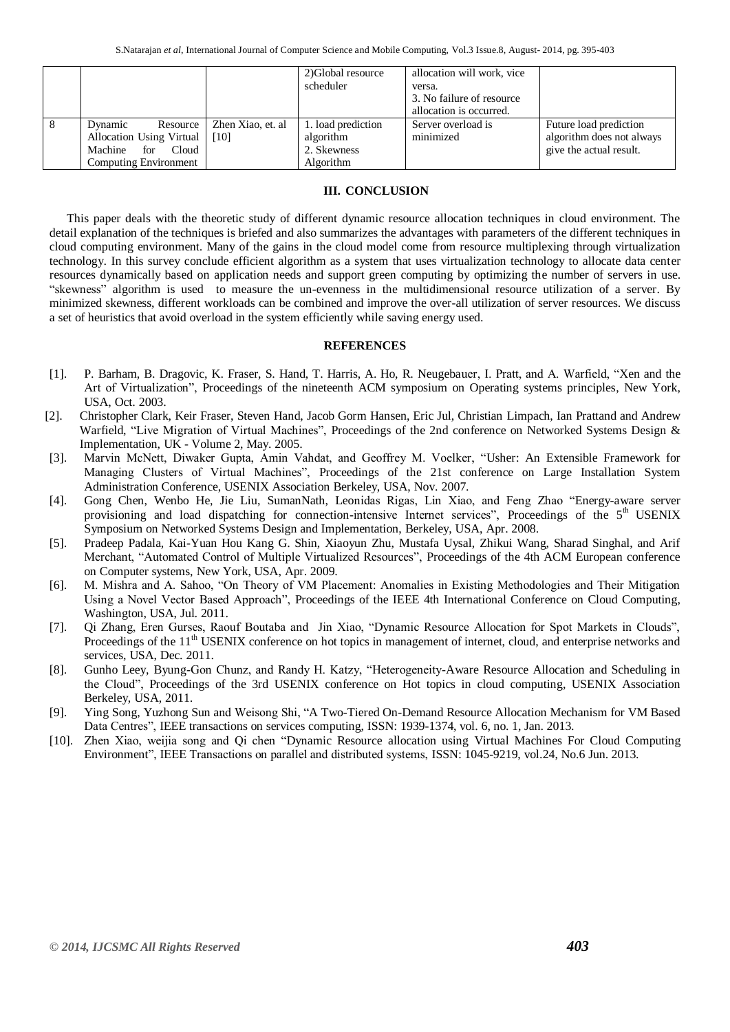| | | | | | |
|---|---|---|---|---|---|
| | | | 2)Global resource scheduler | allocation will work, vice versa. 3. No failure of resource allocation is occurred. | |
| 8 | Dynamic Resource Allocation Using Virtual Machine for Cloud Computing Environment | Zhen Xiao, et. al [10] | 1. load prediction algorithm 2. Skewness Algorithm | Server overload is minimized | Future load prediction algorithm does not always give the actual result. |

## III. CONCLUSION

This paper deals with the theoretic study of different dynamic resource allocation techniques in cloud environment. The detail explanation of the techniques is briefed and also summarizes the advantages with parameters of the different techniques in cloud computing environment. Many of the gains in the cloud model come from resource multiplexing through virtualization technology. In this survey conclude efficient algorithm as a system that uses virtualization technology to allocate data center resources dynamically based on application needs and support green computing by optimizing the number of servers in use. "skewness" algorithm is used to measure the un-evenness in the multidimensional resource utilization of a server. By minimized skewness, different workloads can be combined and improve the over-all utilization of server resources. We discuss a set of heuristics that avoid overload in the system efficiently while saving energy used.

## REFERENCES

[1]. P. Barham, B. Dragovic, K. Fraser, S. Hand, T. Harris, A. Ho, R. Neugebauer, I. Pratt, and A. Warfield, "Xen and the Art of Virtualization", Proceedings of the nineteenth ACM symposium on Operating systems principles, New York, USA, Oct. 2003.

[2]. Christopher Clark, Keir Fraser, Steven Hand, Jacob Gorm Hansen, Eric Jul, Christian Limpach, Ian Prattand and Andrew Warfield, "Live Migration of Virtual Machines", Proceedings of the 2nd conference on Networked Systems Design & Implementation, UK - Volume 2, May. 2005.

[3]. Marvin McNett, Diwaker Gupta, Amin Vahdat, and Geoffrey M. Voelker, "Usher: An Extensible Framework for Managing Clusters of Virtual Machines", Proceedings of the 21st conference on Large Installation System Administration Conference, USENIX Association Berkeley, USA, Nov. 2007.

[4]. Gong Chen, Wenbo He, Jie Liu, SumanNath, Leonidas Rigas, Lin Xiao, and Feng Zhao "Energy-aware server provisioning and load dispatching for connection-intensive Internet services", Proceedings of the 5th USENIX Symposium on Networked Systems Design and Implementation, Berkeley, USA, Apr. 2008.

[5]. Pradeep Padala, Kai-Yuan Hou Kang G. Shin, Xiaoyun Zhu, Mustafa Uysal, Zhikui Wang, Sharad Singhal, and Arif Merchant, "Automated Control of Multiple Virtualized Resources", Proceedings of the 4th ACM European conference on Computer systems, New York, USA, Apr. 2009.

[6]. M. Mishra and A. Sahoo, "On Theory of VM Placement: Anomalies in Existing Methodologies and Their Mitigation Using a Novel Vector Based Approach", Proceedings of the IEEE 4th International Conference on Cloud Computing, Washington, USA, Jul. 2011.

[7]. Qi Zhang, Eren Gurses, Raouf Boutaba and Jin Xiao, "Dynamic Resource Allocation for Spot Markets in Clouds", Proceedings of the 11th USENIX conference on hot topics in management of internet, cloud, and enterprise networks and services, USA, Dec. 2011.

[8]. Gunho Leey, Byung-Gon Chunz, and Randy H. Katzy, "Heterogeneity-Aware Resource Allocation and Scheduling in the Cloud", Proceedings of the 3rd USENIX conference on Hot topics in cloud computing, USENIX Association Berkeley, USA, 2011.

[9]. Ying Song, Yuzhong Sun and Weisong Shi, "A Two-Tiered On-Demand Resource Allocation Mechanism for VM Based Data Centres", IEEE transactions on services computing, ISSN: 1939-1374, vol. 6, no. 1, Jan. 2013.

[10]. Zhen Xiao, weijia song and Qi chen "Dynamic Resource allocation using Virtual Machines For Cloud Computing Environment", IEEE Transactions on parallel and distributed systems, ISSN: 1045-9219, vol.24, No.6 Jun. 2013.